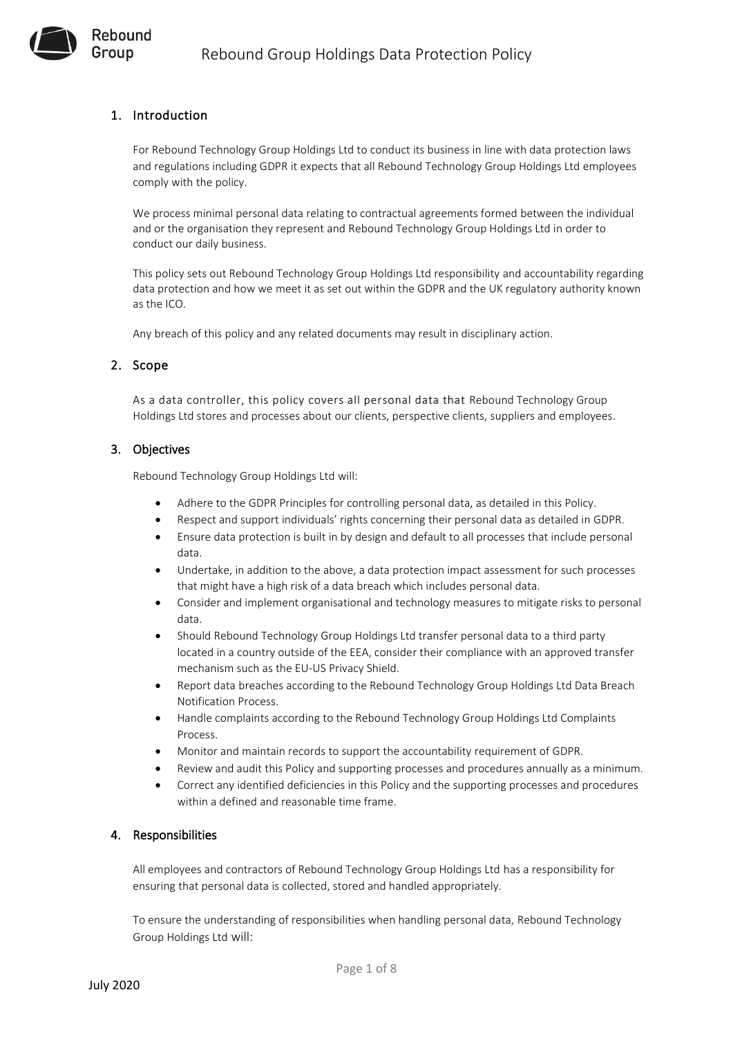## 1. Introduction

For Rebound Technology Group Holdings Ltd to conduct its business in line with data protection laws and regulations including GDPR it expects that all Rebound Technology Group Holdings Ltd employees comply with the policy.

We process minimal personal data relating to contractual agreements formed between the individual and or the organisation they represent and Rebound Technology Group Holdings Ltd in order to conduct our daily business.

This policy sets out Rebound Technology Group Holdings Ltd responsibility and accountability regarding data protection and how we meet it as set out within the GDPR and the UK regulatory authority known as the ICO.

Any breach of this policy and any related documents may result in disciplinary action.

## 2. Scope

As a data controller, this policy covers all personal data that Rebound Technology Group Holdings Ltd stores and processes about our clients, perspective clients, suppliers and employees.

## 3. Objectives

Rebound Technology Group Holdings Ltd will:

- Adhere to the GDPR Principles for controlling personal data, as detailed in this Policy.
- Respect and support individuals' rights concerning their personal data as detailed in GDPR.
- Ensure data protection is built in by design and default to all processes that include personal data.
- Undertake, in addition to the above, a data protection impact assessment for such processes that might have a high risk of a data breach which includes personal data.
- Consider and implement organisational and technology measures to mitigate risks to personal data.
- Should Rebound Technology Group Holdings Ltd transfer personal data to a third party located in a country outside of the EEA, consider their compliance with an approved transfer mechanism such as the EU-US Privacy Shield.
- Report data breaches according to the Rebound Technology Group Holdings Ltd Data Breach Notification Process.
- Handle complaints according to the Rebound Technology Group Holdings Ltd Complaints Process.
- Monitor and maintain records to support the accountability requirement of GDPR.
- Review and audit this Policy and supporting processes and procedures annually as a minimum.
- Correct any identified deficiencies in this Policy and the supporting processes and procedures within a defined and reasonable time frame.

## 4. Responsibilities

All employees and contractors of Rebound Technology Group Holdings Ltd has a responsibility for ensuring that personal data is collected, stored and handled appropriately.

To ensure the understanding of responsibilities when handling personal data, Rebound Technology Group Holdings Ltd will: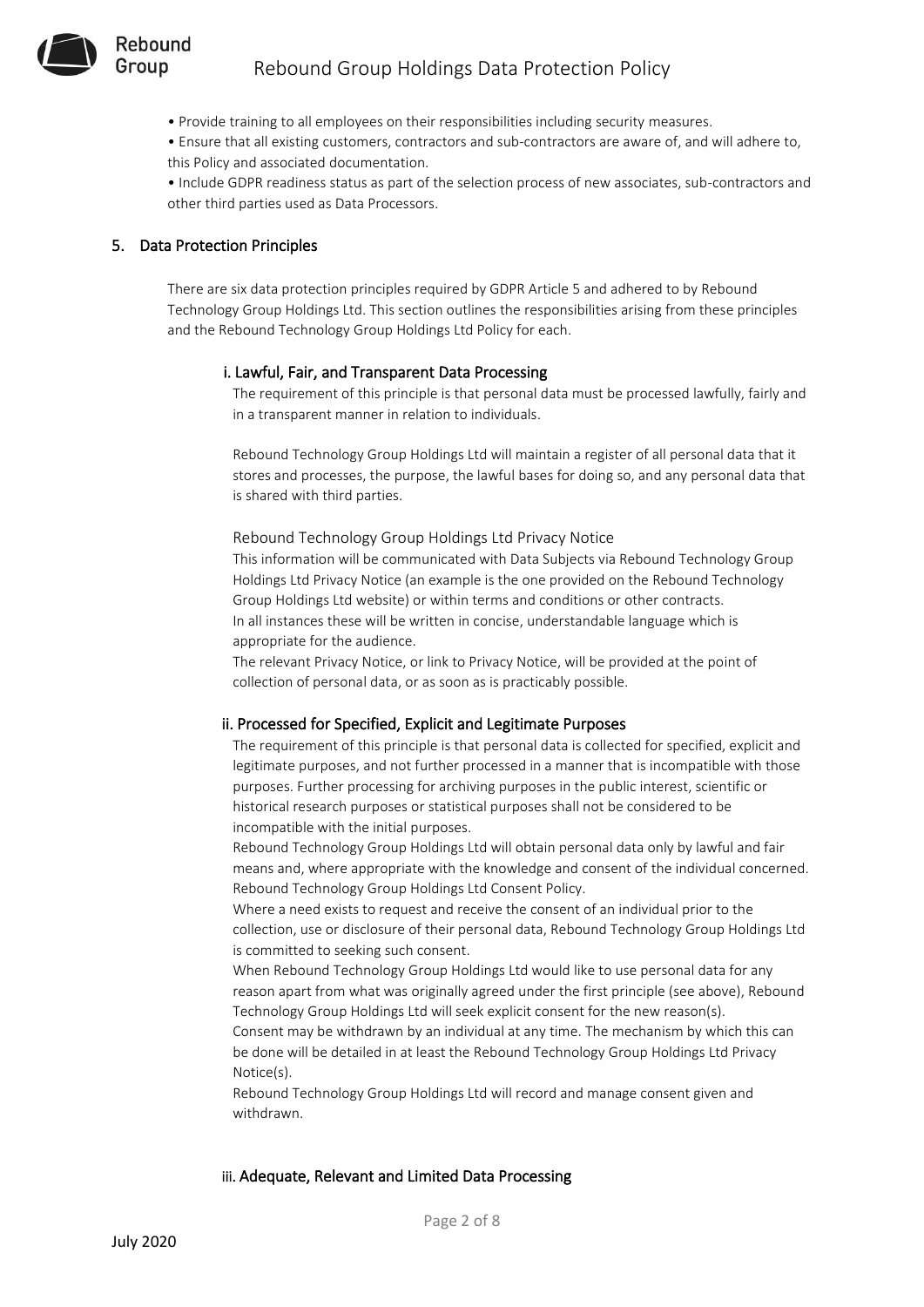- Provide training to all employees on their responsibilities including security measures.
- Ensure that all existing customers, contractors and sub-contractors are aware of, and will adhere to, this Policy and associated documentation.
- Include GDPR readiness status as part of the selection process of new associates, sub-contractors and other third parties used as Data Processors.

## 5. Data Protection Principles

There are six data protection principles required by GDPR Article 5 and adhered to by Rebound Technology Group Holdings Ltd. This section outlines the responsibilities arising from these principles and the Rebound Technology Group Holdings Ltd Policy for each.

### i. Lawful, Fair, and Transparent Data Processing

The requirement of this principle is that personal data must be processed lawfully, fairly and in a transparent manner in relation to individuals.

Rebound Technology Group Holdings Ltd will maintain a register of all personal data that it stores and processes, the purpose, the lawful bases for doing so, and any personal data that is shared with third parties.

Rebound Technology Group Holdings Ltd Privacy Notice

This information will be communicated with Data Subjects via Rebound Technology Group Holdings Ltd Privacy Notice (an example is the one provided on the Rebound Technology Group Holdings Ltd website) or within terms and conditions or other contracts.
In all instances these will be written in concise, understandable language which is appropriate for the audience.
The relevant Privacy Notice, or link to Privacy Notice, will be provided at the point of collection of personal data, or as soon as is practicably possible.

### ii. Processed for Specified, Explicit and Legitimate Purposes

The requirement of this principle is that personal data is collected for specified, explicit and legitimate purposes, and not further processed in a manner that is incompatible with those purposes. Further processing for archiving purposes in the public interest, scientific or historical research purposes or statistical purposes shall not be considered to be incompatible with the initial purposes.
Rebound Technology Group Holdings Ltd will obtain personal data only by lawful and fair means and, where appropriate with the knowledge and consent of the individual concerned.
Rebound Technology Group Holdings Ltd Consent Policy.
Where a need exists to request and receive the consent of an individual prior to the collection, use or disclosure of their personal data, Rebound Technology Group Holdings Ltd is committed to seeking such consent.
When Rebound Technology Group Holdings Ltd would like to use personal data for any reason apart from what was originally agreed under the first principle (see above), Rebound Technology Group Holdings Ltd will seek explicit consent for the new reason(s).
Consent may be withdrawn by an individual at any time. The mechanism by which this can be done will be detailed in at least the Rebound Technology Group Holdings Ltd Privacy Notice(s).
Rebound Technology Group Holdings Ltd will record and manage consent given and withdrawn.

### iii. Adequate, Relevant and Limited Data Processing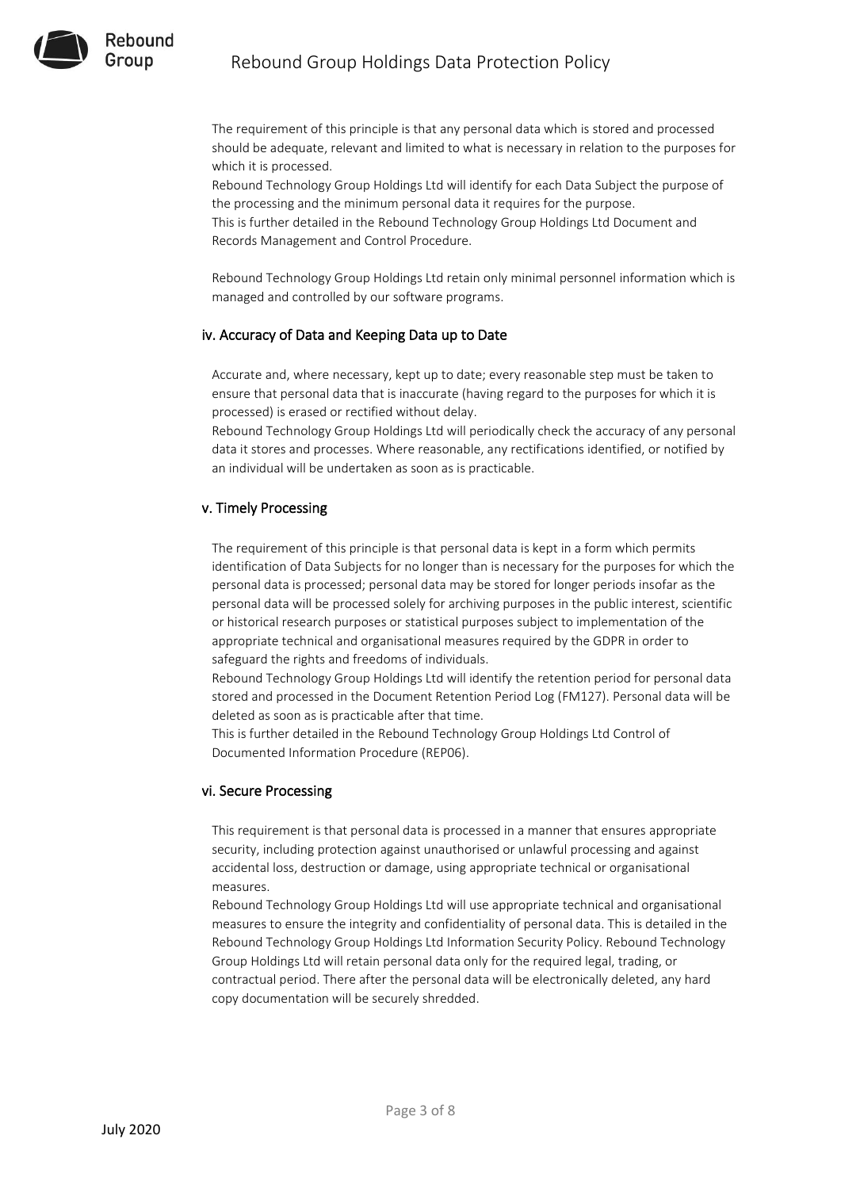The requirement of this principle is that any personal data which is stored and processed should be adequate, relevant and limited to what is necessary in relation to the purposes for which it is processed.
Rebound Technology Group Holdings Ltd will identify for each Data Subject the purpose of the processing and the minimum personal data it requires for the purpose.
This is further detailed in the Rebound Technology Group Holdings Ltd Document and Records Management and Control Procedure.

Rebound Technology Group Holdings Ltd retain only minimal personnel information which is managed and controlled by our software programs.

### iv. Accuracy of Data and Keeping Data up to Date

Accurate and, where necessary, kept up to date; every reasonable step must be taken to ensure that personal data that is inaccurate (having regard to the purposes for which it is processed) is erased or rectified without delay.
Rebound Technology Group Holdings Ltd will periodically check the accuracy of any personal data it stores and processes. Where reasonable, any rectifications identified, or notified by an individual will be undertaken as soon as is practicable.

### v. Timely Processing

The requirement of this principle is that personal data is kept in a form which permits identification of Data Subjects for no longer than is necessary for the purposes for which the personal data is processed; personal data may be stored for longer periods insofar as the personal data will be processed solely for archiving purposes in the public interest, scientific or historical research purposes or statistical purposes subject to implementation of the appropriate technical and organisational measures required by the GDPR in order to safeguard the rights and freedoms of individuals.
Rebound Technology Group Holdings Ltd will identify the retention period for personal data stored and processed in the Document Retention Period Log (FM127). Personal data will be deleted as soon as is practicable after that time.
This is further detailed in the Rebound Technology Group Holdings Ltd Control of Documented Information Procedure (REP06).

### vi. Secure Processing

This requirement is that personal data is processed in a manner that ensures appropriate security, including protection against unauthorised or unlawful processing and against accidental loss, destruction or damage, using appropriate technical or organisational measures.
Rebound Technology Group Holdings Ltd will use appropriate technical and organisational measures to ensure the integrity and confidentiality of personal data. This is detailed in the Rebound Technology Group Holdings Ltd Information Security Policy. Rebound Technology Group Holdings Ltd will retain personal data only for the required legal, trading, or contractual period. There after the personal data will be electronically deleted, any hard copy documentation will be securely shredded.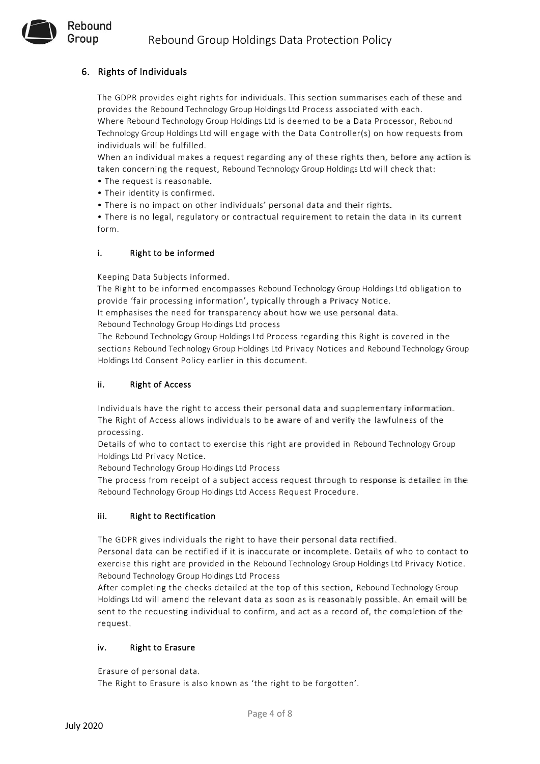## 6. Rights of Individuals

The GDPR provides eight rights for individuals. This section summarises each of these and provides the Rebound Technology Group Holdings Ltd Process associated with each.

Where Rebound Technology Group Holdings Ltd is deemed to be a Data Processor, Rebound Technology Group Holdings Ltd will engage with the Data Controller(s) on how requests from individuals will be fulfilled.

When an individual makes a request regarding any of these rights then, before any action is taken concerning the request, Rebound Technology Group Holdings Ltd will check that:

- The request is reasonable.
- Their identity is confirmed.
- There is no impact on other individuals' personal data and their rights.
- There is no legal, regulatory or contractual requirement to retain the data in its current form.

### i. Right to be informed

Keeping Data Subjects informed.

The Right to be informed encompasses Rebound Technology Group Holdings Ltd obligation to provide 'fair processing information', typically through a Privacy Notice.

It emphasises the need for transparency about how we use personal data.

Rebound Technology Group Holdings Ltd process

The Rebound Technology Group Holdings Ltd Process regarding this Right is covered in the sections Rebound Technology Group Holdings Ltd Privacy Notices and Rebound Technology Group Holdings Ltd Consent Policy earlier in this document.

### ii. Right of Access

Individuals have the right to access their personal data and supplementary information.

The Right of Access allows individuals to be aware of and verify the lawfulness of the processing.

Details of who to contact to exercise this right are provided in Rebound Technology Group Holdings Ltd Privacy Notice.

Rebound Technology Group Holdings Ltd Process

The process from receipt of a subject access request through to response is detailed in the Rebound Technology Group Holdings Ltd Access Request Procedure.

### iii. Right to Rectification

The GDPR gives individuals the right to have their personal data rectified.

Personal data can be rectified if it is inaccurate or incomplete. Details of who to contact to exercise this right are provided in the Rebound Technology Group Holdings Ltd Privacy Notice.

Rebound Technology Group Holdings Ltd Process

After completing the checks detailed at the top of this section, Rebound Technology Group Holdings Ltd will amend the relevant data as soon as is reasonably possible. An email will be sent to the requesting individual to confirm, and act as a record of, the completion of the request.

### iv. Right to Erasure

Erasure of personal data.

The Right to Erasure is also known as 'the right to be forgotten'.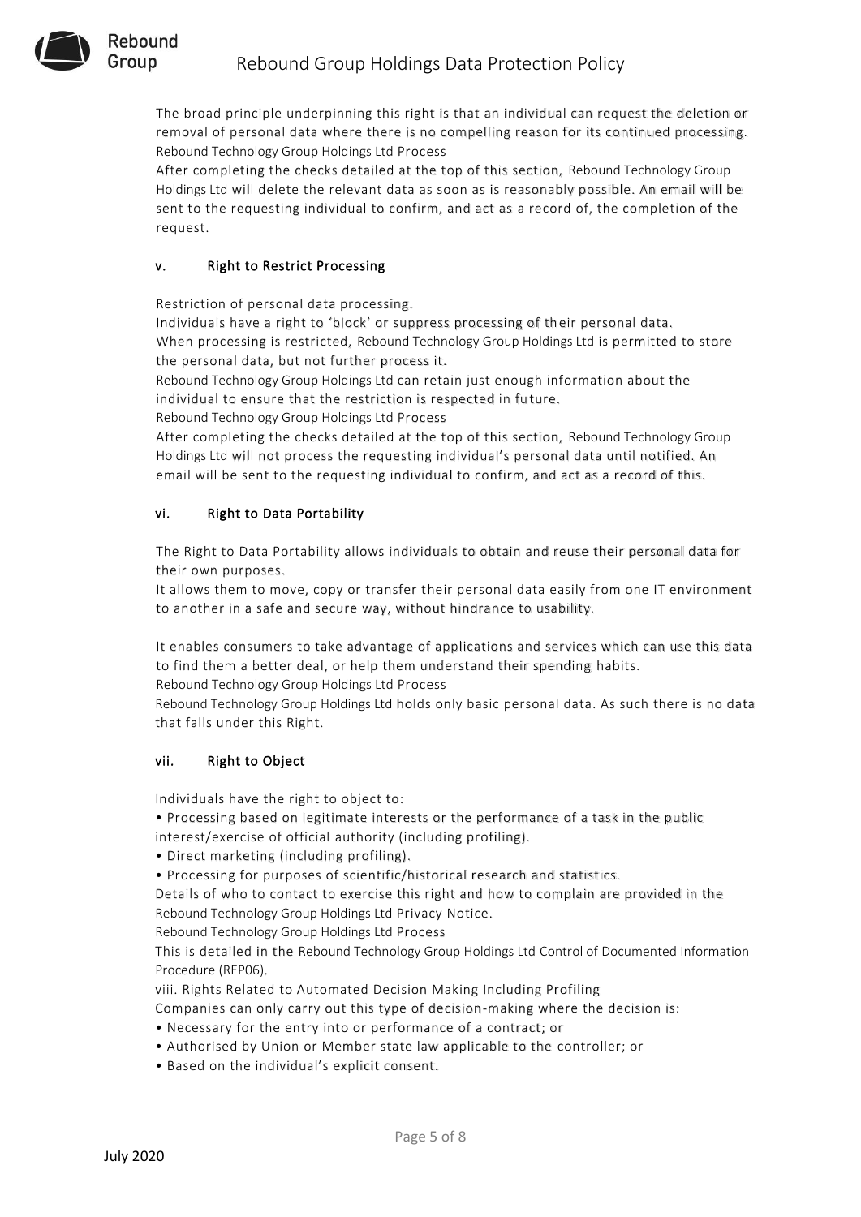The broad principle underpinning this right is that an individual can request the deletion or removal of personal data where there is no compelling reason for its continued processing.
Rebound Technology Group Holdings Ltd Process
After completing the checks detailed at the top of this section, Rebound Technology Group Holdings Ltd will delete the relevant data as soon as is reasonably possible. An email will be sent to the requesting individual to confirm, and act as a record of, the completion of the request.

### v. Right to Restrict Processing

Restriction of personal data processing.
Individuals have a right to 'block' or suppress processing of their personal data.
When processing is restricted, Rebound Technology Group Holdings Ltd is permitted to store the personal data, but not further process it.
Rebound Technology Group Holdings Ltd can retain just enough information about the individual to ensure that the restriction is respected in future.
Rebound Technology Group Holdings Ltd Process
After completing the checks detailed at the top of this section, Rebound Technology Group Holdings Ltd will not process the requesting individual's personal data until notified. An email will be sent to the requesting individual to confirm, and act as a record of this.

### vi. Right to Data Portability

The Right to Data Portability allows individuals to obtain and reuse their personal data for their own purposes.
It allows them to move, copy or transfer their personal data easily from one IT environment to another in a safe and secure way, without hindrance to usability.

It enables consumers to take advantage of applications and services which can use this data to find them a better deal, or help them understand their spending habits.
Rebound Technology Group Holdings Ltd Process
Rebound Technology Group Holdings Ltd holds only basic personal data. As such there is no data that falls under this Right.

### vii. Right to Object

Individuals have the right to object to:
• Processing based on legitimate interests or the performance of a task in the public interest/exercise of official authority (including profiling).
• Direct marketing (including profiling).
• Processing for purposes of scientific/historical research and statistics.
Details of who to contact to exercise this right and how to complain are provided in the Rebound Technology Group Holdings Ltd Privacy Notice.
Rebound Technology Group Holdings Ltd Process
This is detailed in the Rebound Technology Group Holdings Ltd Control of Documented Information Procedure (REP06).
viii. Rights Related to Automated Decision Making Including Profiling
Companies can only carry out this type of decision-making where the decision is:
• Necessary for the entry into or performance of a contract; or
• Authorised by Union or Member state law applicable to the controller; or
• Based on the individual's explicit consent.

July 2020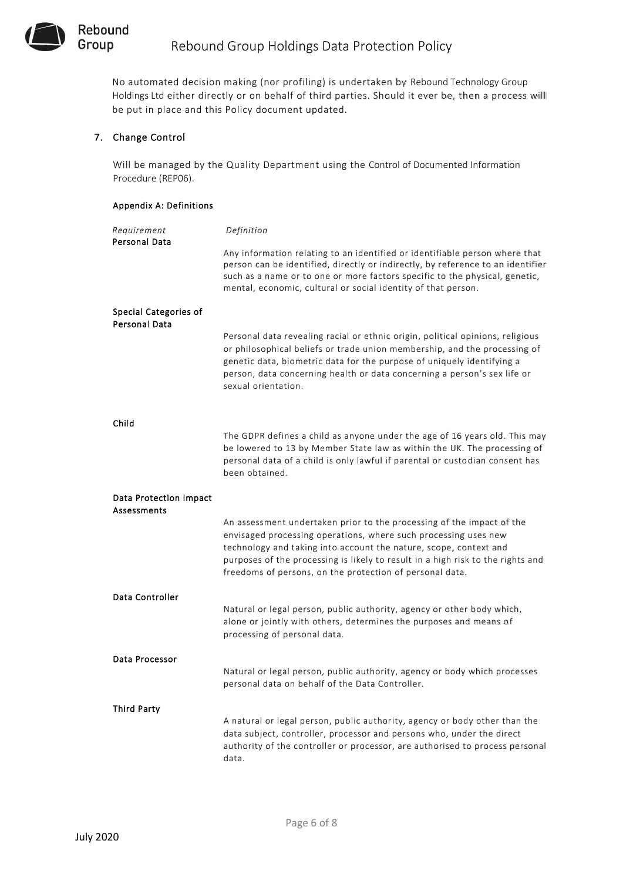No automated decision making (nor profiling) is undertaken by Rebound Technology Group Holdings Ltd either directly or on behalf of third parties. Should it ever be, then a process will be put in place and this Policy document updated.

## 7. Change Control

Will be managed by the Quality Department using the Control of Documented Information Procedure (REP06).

### Appendix A: Definitions

| *Requirement* | *Definition* |
| --- | --- |
| **Personal Data** | Any information relating to an identified or identifiable person where that person can be identified, directly or indirectly, by reference to an identifier such as a name or to one or more factors specific to the physical, genetic, mental, economic, cultural or social identity of that person. |
| **Special Categories of Personal Data** | Personal data revealing racial or ethnic origin, political opinions, religious or philosophical beliefs or trade union membership, and the processing of genetic data, biometric data for the purpose of uniquely identifying a person, data concerning health or data concerning a person's sex life or sexual orientation. |
| **Child** | The GDPR defines a child as anyone under the age of 16 years old. This may be lowered to 13 by Member State law as within the UK. The processing of personal data of a child is only lawful if parental or custodian consent has been obtained. |
| **Data Protection Impact Assessments** | An assessment undertaken prior to the processing of the impact of the envisaged processing operations, where such processing uses new technology and taking into account the nature, scope, context and purposes of the processing is likely to result in a high risk to the rights and freedoms of persons, on the protection of personal data. |
| **Data Controller** | Natural or legal person, public authority, agency or other body which, alone or jointly with others, determines the purposes and means of processing of personal data. |
| **Data Processor** | Natural or legal person, public authority, agency or body which processes personal data on behalf of the Data Controller. |
| **Third Party** | A natural or legal person, public authority, agency or body other than the data subject, controller, processor and persons who, under the direct authority of the controller or processor, are authorised to process personal data. |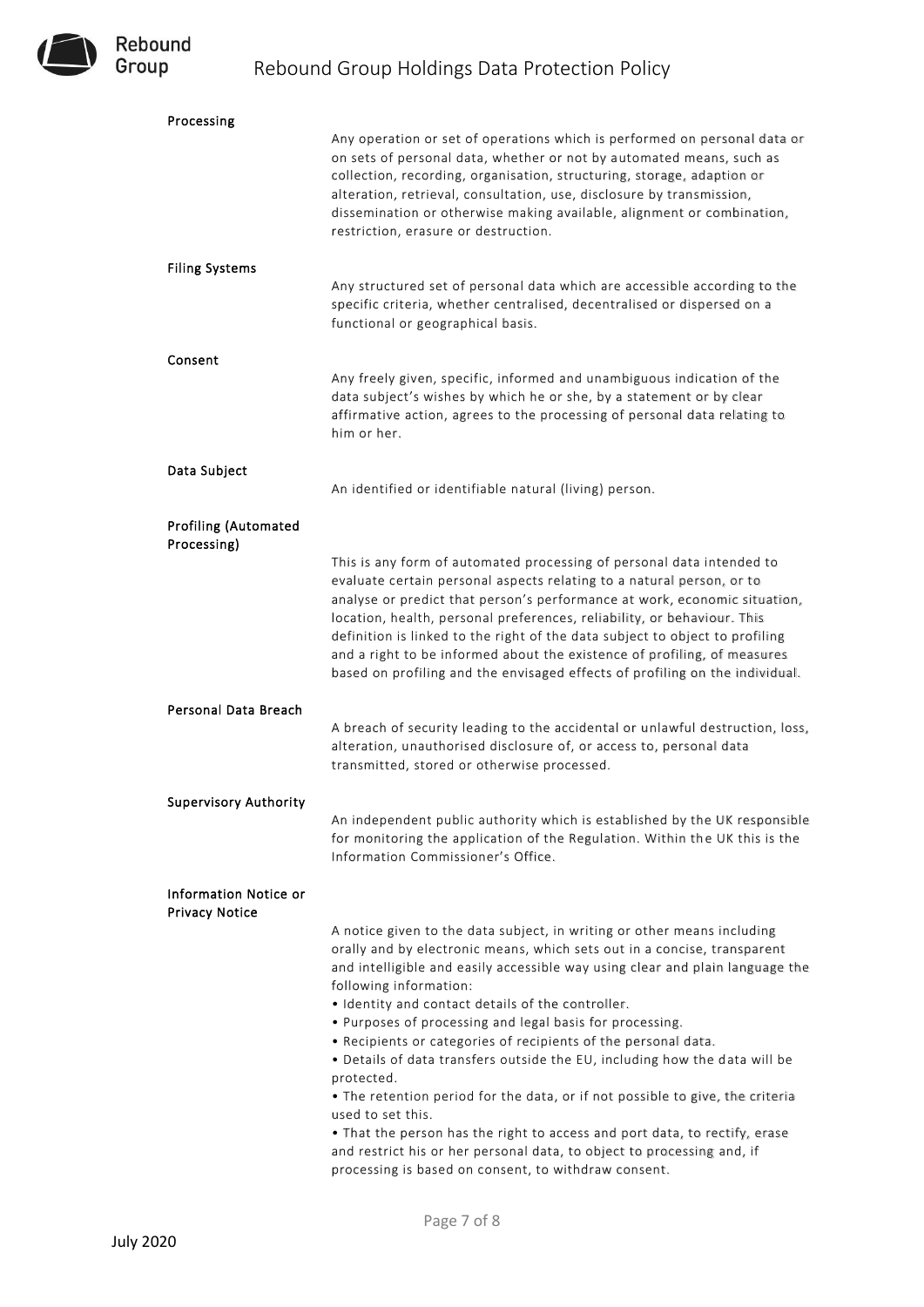**Processing**

Any operation or set of operations which is performed on personal data or on sets of personal data, whether or not by automated means, such as collection, recording, organisation, structuring, storage, adaption or alteration, retrieval, consultation, use, disclosure by transmission, dissemination or otherwise making available, alignment or combination, restriction, erasure or destruction.

**Filing Systems**

Any structured set of personal data which are accessible according to the specific criteria, whether centralised, decentralised or dispersed on a functional or geographical basis.

**Consent**

Any freely given, specific, informed and unambiguous indication of the data subject's wishes by which he or she, by a statement or by clear affirmative action, agrees to the processing of personal data relating to him or her.

**Data Subject**

An identified or identifiable natural (living) person.

**Profiling (Automated Processing)**

This is any form of automated processing of personal data intended to evaluate certain personal aspects relating to a natural person, or to analyse or predict that person's performance at work, economic situation, location, health, personal preferences, reliability, or behaviour. This definition is linked to the right of the data subject to object to profiling and a right to be informed about the existence of profiling, of measures based on profiling and the envisaged effects of profiling on the individual.

**Personal Data Breach**

A breach of security leading to the accidental or unlawful destruction, loss, alteration, unauthorised disclosure of, or access to, personal data transmitted, stored or otherwise processed.

**Supervisory Authority**

An independent public authority which is established by the UK responsible for monitoring the application of the Regulation. Within the UK this is the Information Commissioner's Office.

**Information Notice or Privacy Notice**

A notice given to the data subject, in writing or other means including orally and by electronic means, which sets out in a concise, transparent and intelligible and easily accessible way using clear and plain language the following information:

- Identity and contact details of the controller.
- Purposes of processing and legal basis for processing.
- Recipients or categories of recipients of the personal data.
- Details of data transfers outside the EU, including how the data will be protected.
- The retention period for the data, or if not possible to give, the criteria used to set this.
- That the person has the right to access and port data, to rectify, erase and restrict his or her personal data, to object to processing and, if processing is based on consent, to withdraw consent.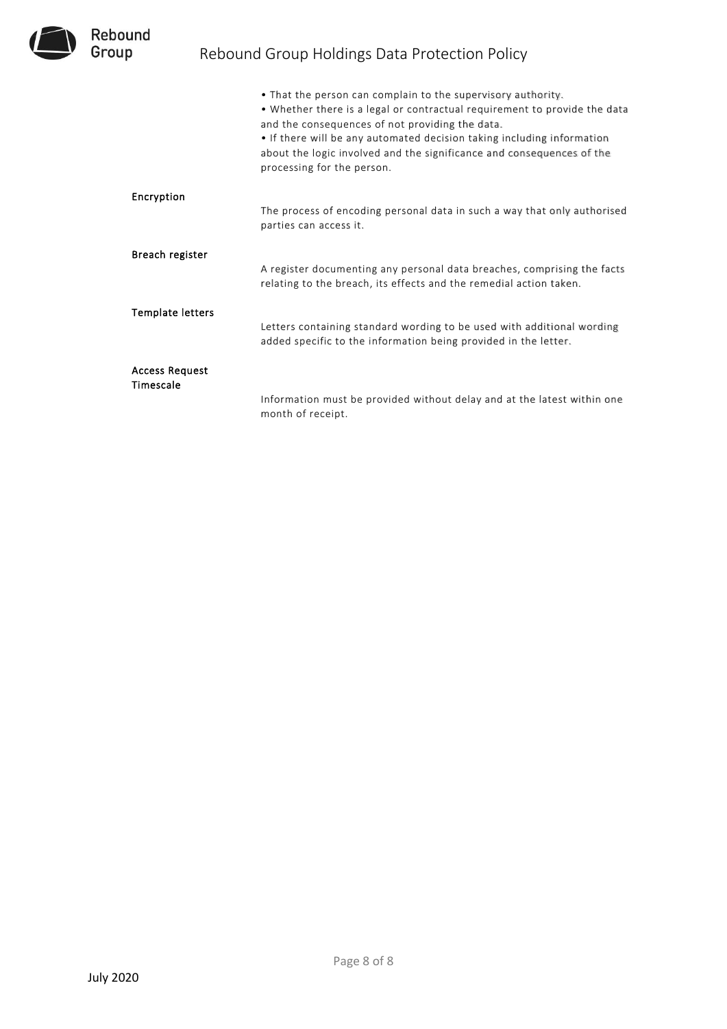| | |
|---|---|
| | • That the person can complain to the supervisory authority.<br>• Whether there is a legal or contractual requirement to provide the data and the consequences of not providing the data.<br>• If there will be any automated decision taking including information about the logic involved and the significance and consequences of the processing for the person. |
| **Encryption** | The process of encoding personal data in such a way that only authorised parties can access it. |
| **Breach register** | A register documenting any personal data breaches, comprising the facts relating to the breach, its effects and the remedial action taken. |
| **Template letters** | Letters containing standard wording to be used with additional wording added specific to the information being provided in the letter. |
| **Access Request Timescale** | Information must be provided without delay and at the latest within one month of receipt. |

July 2020